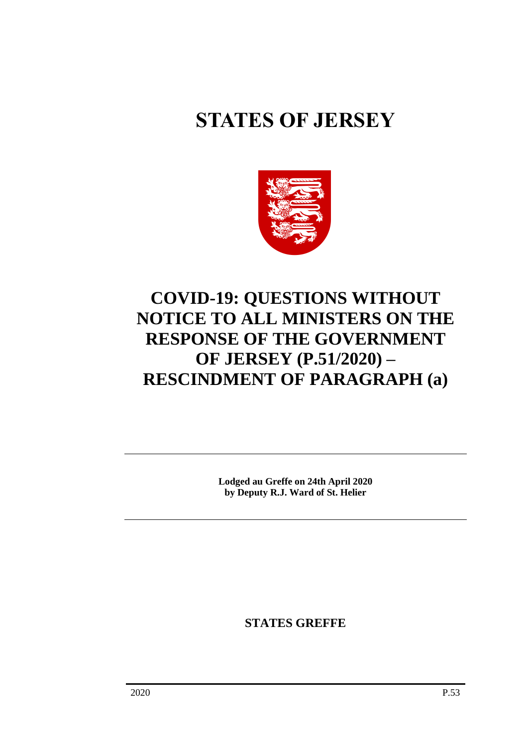# STATES OF JERSEY

# COVID-19: QUESTIONS WITHOUT NOTICE TO ALL MINISTERS ON THE RESPONSE OF THE GOVERNMENT OF JERSEY (P.51/2020) – RESCINDMENT OF PARAGRAPH (a)

**Lodged au Greffe on 24th April 2020**
**by Deputy R.J. Ward of St. Helier**

**STATES GREFFE**

2020 P.53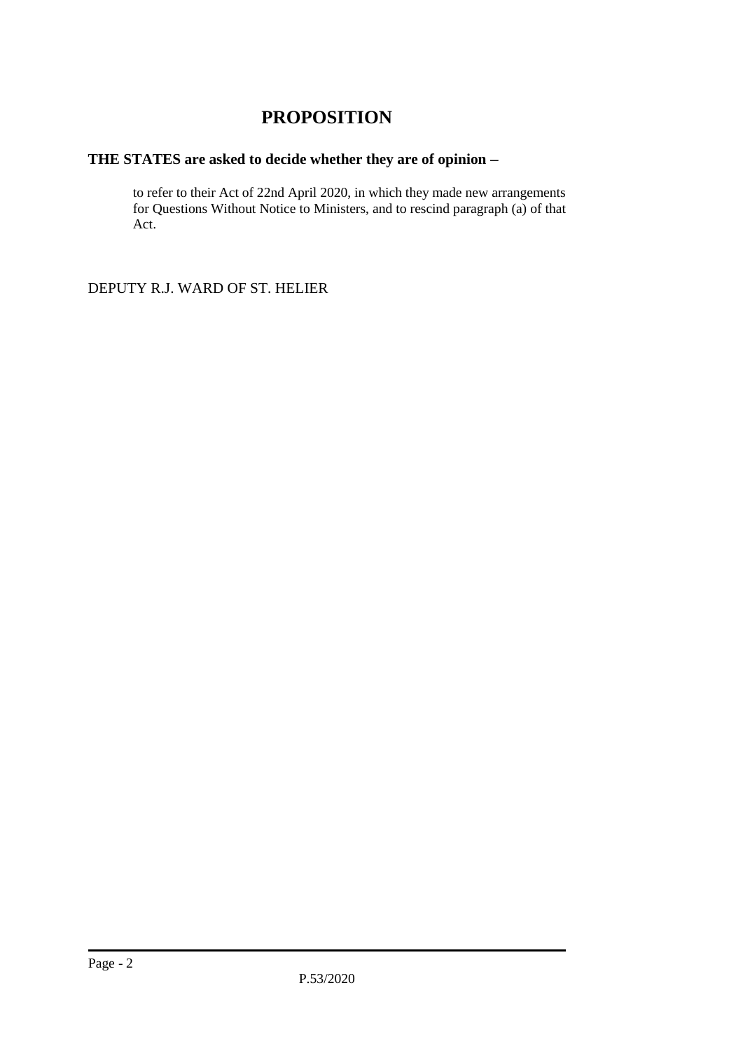# PROPOSITION

**THE STATES are asked to decide whether they are of opinion −**

to refer to their Act of 22nd April 2020, in which they made new arrangements for Questions Without Notice to Ministers, and to rescind paragraph (a) of that Act.

DEPUTY R.J. WARD OF ST. HELIER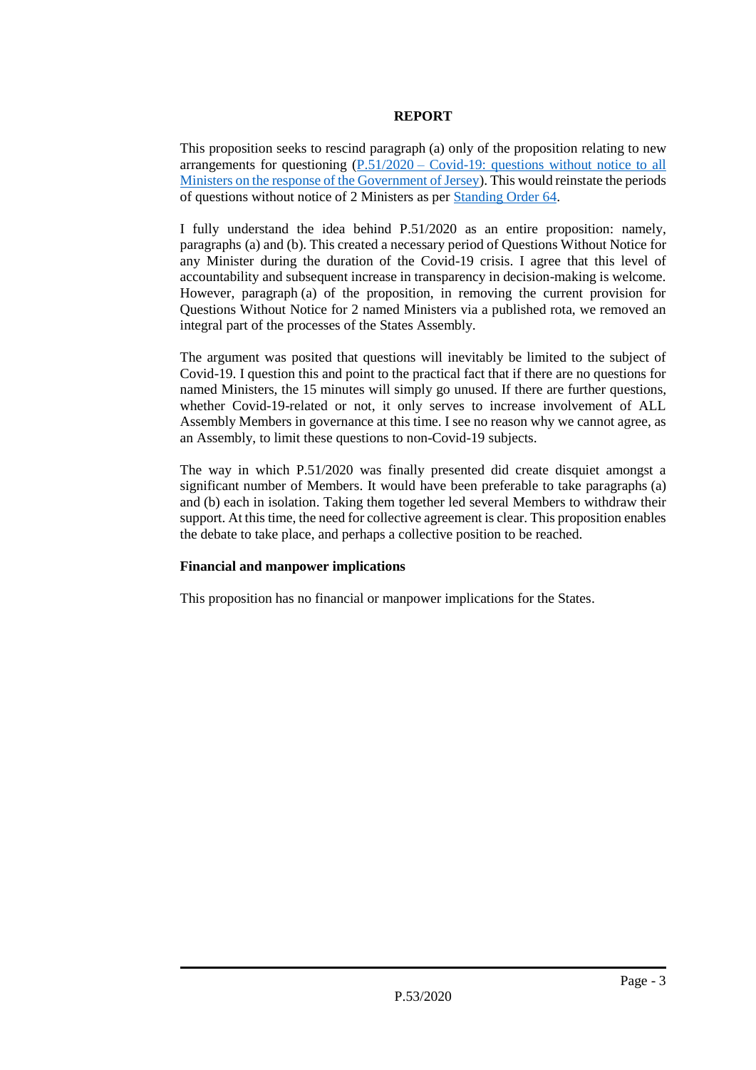## REPORT

This proposition seeks to rescind paragraph (a) only of the proposition relating to new arrangements for questioning ([P.51/2020 – Covid-19: questions without notice to all Ministers on the response of the Government of Jersey]). This would reinstate the periods of questions without notice of 2 Ministers as per [Standing Order 64].

I fully understand the idea behind P.51/2020 as an entire proposition: namely, paragraphs (a) and (b). This created a necessary period of Questions Without Notice for any Minister during the duration of the Covid-19 crisis. I agree that this level of accountability and subsequent increase in transparency in decision-making is welcome. However, paragraph (a) of the proposition, in removing the current provision for Questions Without Notice for 2 named Ministers via a published rota, we removed an integral part of the processes of the States Assembly.

The argument was posited that questions will inevitably be limited to the subject of Covid-19. I question this and point to the practical fact that if there are no questions for named Ministers, the 15 minutes will simply go unused. If there are further questions, whether Covid-19-related or not, it only serves to increase involvement of ALL Assembly Members in governance at this time. I see no reason why we cannot agree, as an Assembly, to limit these questions to non-Covid-19 subjects.

The way in which P.51/2020 was finally presented did create disquiet amongst a significant number of Members. It would have been preferable to take paragraphs (a) and (b) each in isolation. Taking them together led several Members to withdraw their support. At this time, the need for collective agreement is clear. This proposition enables the debate to take place, and perhaps a collective position to be reached.

### Financial and manpower implications

This proposition has no financial or manpower implications for the States.